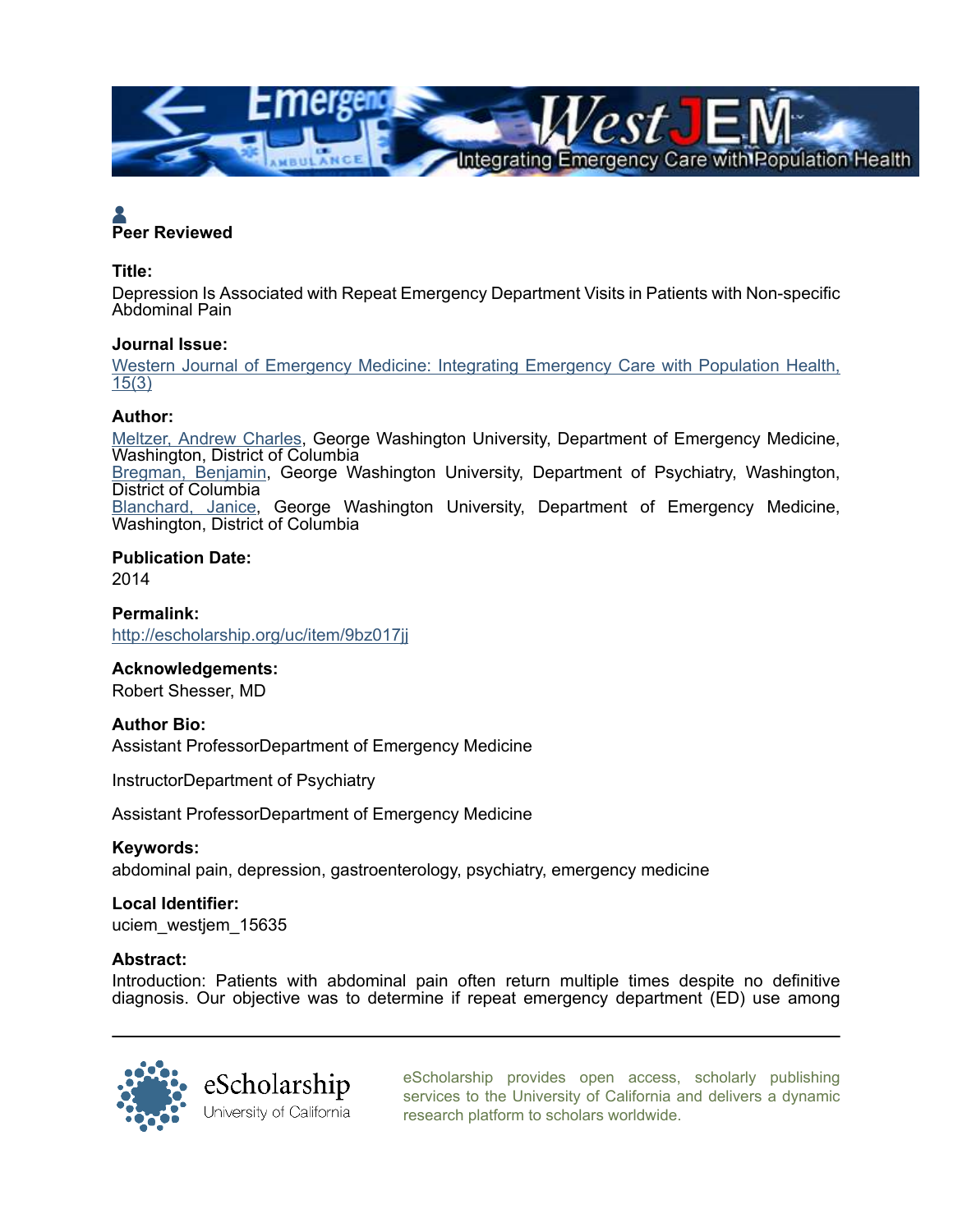**Peer Reviewed**

**Title:**

Depression Is Associated with Repeat Emergency Department Visits in Patients with Non-specific Abdominal Pain

**Journal Issue:**

Western Journal of Emergency Medicine: Integrating Emergency Care with Population Health, 15(3)

**Author:**

Meltzer, Andrew Charles, George Washington University, Department of Emergency Medicine, Washington, District of Columbia
Bregman, Benjamin, George Washington University, Department of Psychiatry, Washington, District of Columbia
Blanchard, Janice, George Washington University, Department of Emergency Medicine, Washington, District of Columbia

**Publication Date:**

2014

**Permalink:**

http://escholarship.org/uc/item/9bz017jj

**Acknowledgements:**

Robert Shesser, MD

**Author Bio:**

Assistant ProfessorDepartment of Emergency Medicine

InstructorDepartment of Psychiatry

Assistant ProfessorDepartment of Emergency Medicine

**Keywords:**

abdominal pain, depression, gastroenterology, psychiatry, emergency medicine

**Local Identifier:**

uciem_westjem_15635

**Abstract:**

Introduction: Patients with abdominal pain often return multiple times despite no definitive diagnosis. Our objective was to determine if repeat emergency department (ED) use among

eScholarship provides open access, scholarly publishing services to the University of California and delivers a dynamic research platform to scholars worldwide.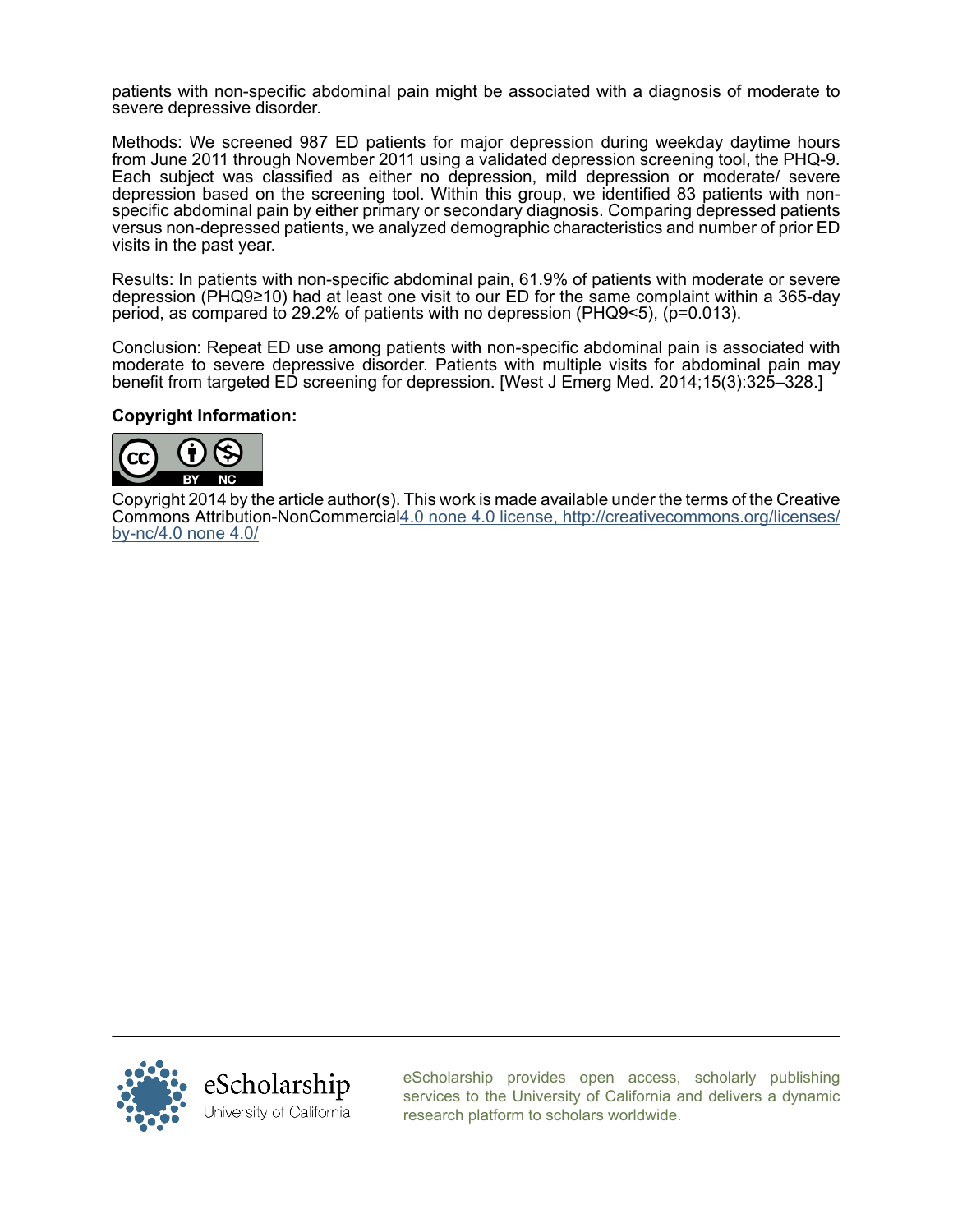patients with non-specific abdominal pain might be associated with a diagnosis of moderate to severe depressive disorder.

Methods: We screened 987 ED patients for major depression during weekday daytime hours from June 2011 through November 2011 using a validated depression screening tool, the PHQ-9. Each subject was classified as either no depression, mild depression or moderate/ severe depression based on the screening tool. Within this group, we identified 83 patients with non-specific abdominal pain by either primary or secondary diagnosis. Comparing depressed patients versus non-depressed patients, we analyzed demographic characteristics and number of prior ED visits in the past year.

Results: In patients with non-specific abdominal pain, 61.9% of patients with moderate or severe depression (PHQ9≥10) had at least one visit to our ED for the same complaint within a 365-day period, as compared to 29.2% of patients with no depression (PHQ9<5), ($p=0.013$).

Conclusion: Repeat ED use among patients with non-specific abdominal pain is associated with moderate to severe depressive disorder. Patients with multiple visits for abdominal pain may benefit from targeted ED screening for depression. [West J Emerg Med. 2014;15(3):325–328.]

**Copyright Information:**

Copyright 2014 by the article author(s). This work is made available under the terms of the Creative Commons Attribution-NonCommercial4.0 none 4.0 license, http://creativecommons.org/licenses/by-nc/4.0 none 4.0/

eScholarship provides open access, scholarly publishing services to the University of California and delivers a dynamic research platform to scholars worldwide.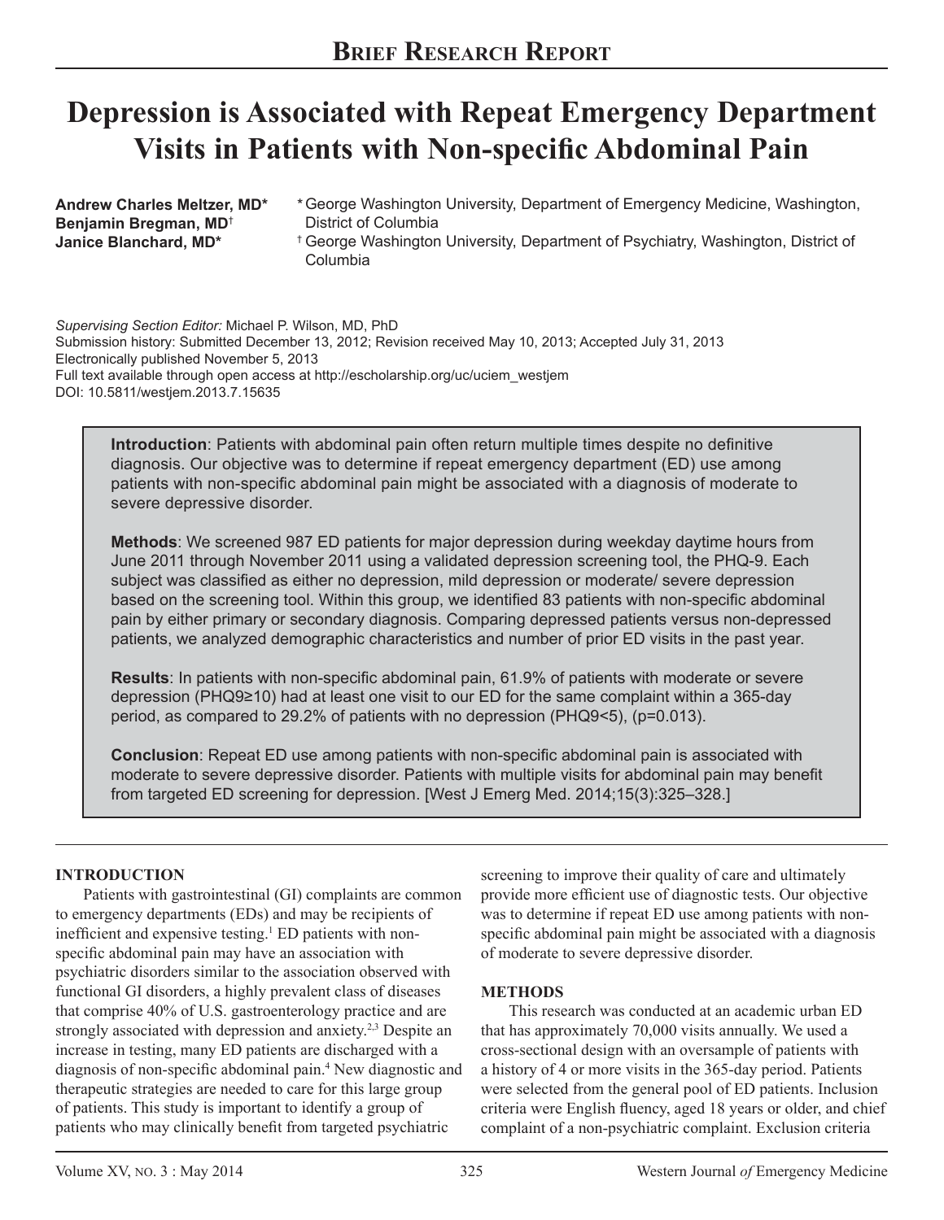**Brief Research Report**

# Depression is Associated with Repeat Emergency Department Visits in Patients with Non-specific Abdominal Pain

**Andrew Charles Meltzer, MD\***
**Benjamin Bregman, MD†**
**Janice Blanchard, MD\***

\* George Washington University, Department of Emergency Medicine, Washington, District of Columbia
† George Washington University, Department of Psychiatry, Washington, District of Columbia

*Supervising Section Editor:* Michael P. Wilson, MD, PhD
Submission history: Submitted December 13, 2012; Revision received May 10, 2013; Accepted July 31, 2013
Electronically published November 5, 2013
Full text available through open access at http://escholarship.org/uc/uciem_westjem
DOI: 10.5811/westjem.2013.7.15635

**Introduction**: Patients with abdominal pain often return multiple times despite no definitive diagnosis. Our objective was to determine if repeat emergency department (ED) use among patients with non-specific abdominal pain might be associated with a diagnosis of moderate to severe depressive disorder.

**Methods**: We screened 987 ED patients for major depression during weekday daytime hours from June 2011 through November 2011 using a validated depression screening tool, the PHQ-9. Each subject was classified as either no depression, mild depression or moderate/ severe depression based on the screening tool. Within this group, we identified 83 patients with non-specific abdominal pain by either primary or secondary diagnosis. Comparing depressed patients versus non-depressed patients, we analyzed demographic characteristics and number of prior ED visits in the past year.

**Results**: In patients with non-specific abdominal pain, 61.9% of patients with moderate or severe depression (PHQ9≥10) had at least one visit to our ED for the same complaint within a 365-day period, as compared to 29.2% of patients with no depression (PHQ9<5), (p=0.013).

**Conclusion**: Repeat ED use among patients with non-specific abdominal pain is associated with moderate to severe depressive disorder. Patients with multiple visits for abdominal pain may benefit from targeted ED screening for depression. [West J Emerg Med. 2014;15(3):325–328.]

## INTRODUCTION

Patients with gastrointestinal (GI) complaints are common to emergency departments (EDs) and may be recipients of inefficient and expensive testing.[1] ED patients with non-specific abdominal pain may have an association with psychiatric disorders similar to the association observed with functional GI disorders, a highly prevalent class of diseases that comprise 40% of U.S. gastroenterology practice and are strongly associated with depression and anxiety.[2,3] Despite an increase in testing, many ED patients are discharged with a diagnosis of non-specific abdominal pain.[4] New diagnostic and therapeutic strategies are needed to care for this large group of patients. This study is important to identify a group of patients who may clinically benefit from targeted psychiatric screening to improve their quality of care and ultimately provide more efficient use of diagnostic tests. Our objective was to determine if repeat ED use among patients with non-specific abdominal pain might be associated with a diagnosis of moderate to severe depressive disorder.

## METHODS

This research was conducted at an academic urban ED that has approximately 70,000 visits annually. We used a cross-sectional design with an oversample of patients with a history of 4 or more visits in the 365-day period. Patients were selected from the general pool of ED patients. Inclusion criteria were English fluency, aged 18 years or older, and chief complaint of a non-psychiatric complaint. Exclusion criteria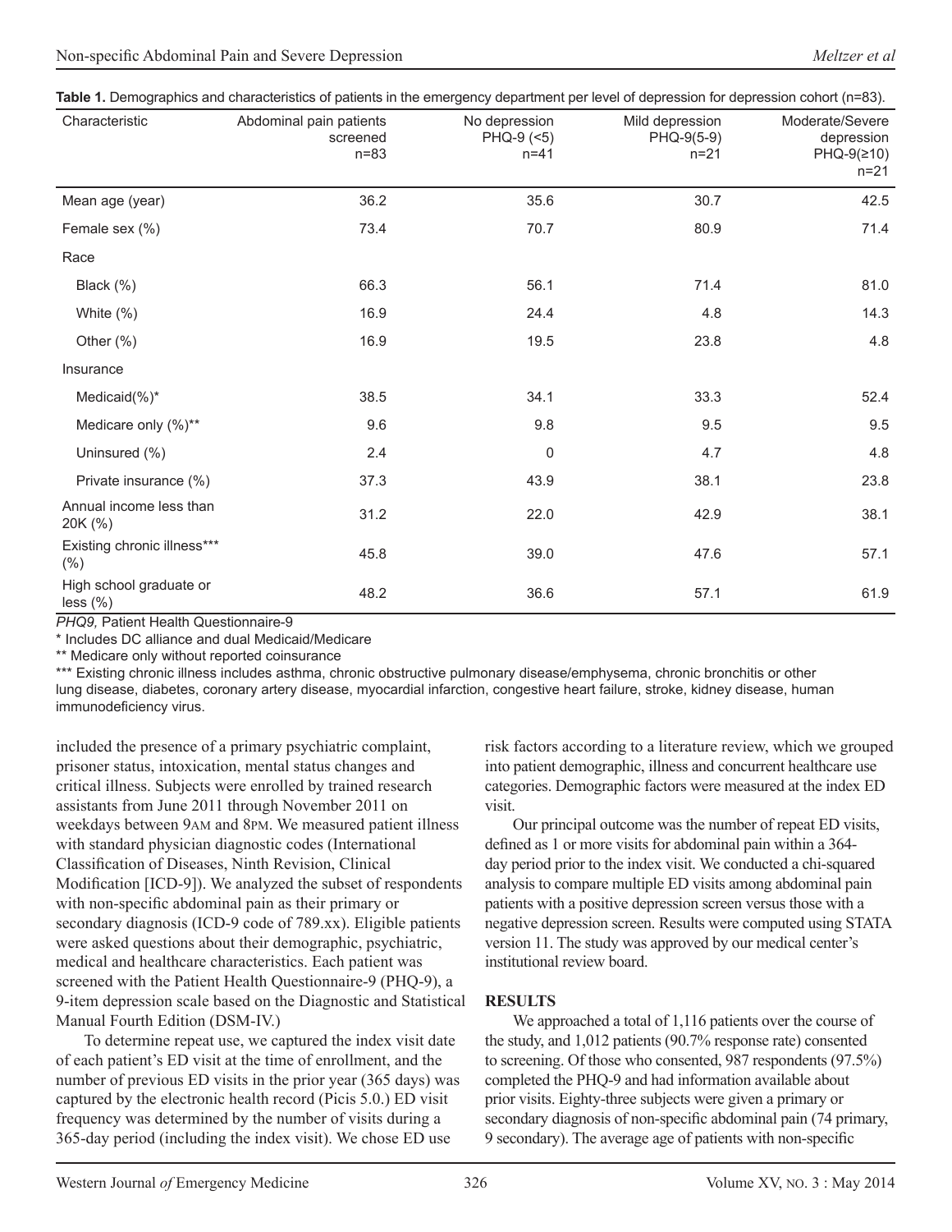**Table 1.** Demographics and characteristics of patients in the emergency department per level of depression for depression cohort (n=83).

| Characteristic | Abdominal pain patients screened n=83 | No depression PHQ-9 (<5) n=41 | Mild depression PHQ-9(5-9) n=21 | Moderate/Severe depression PHQ-9(≥10) n=21 |
|---|---|---|---|---|
| Mean age (year) | 36.2 | 35.6 | 30.7 | 42.5 |
| Female sex (%) | 73.4 | 70.7 | 80.9 | 71.4 |
| Race | | | | |
| Black (%) | 66.3 | 56.1 | 71.4 | 81.0 |
| White (%) | 16.9 | 24.4 | 4.8 | 14.3 |
| Other (%) | 16.9 | 19.5 | 23.8 | 4.8 |
| Insurance | | | | |
| Medicaid(%)* | 38.5 | 34.1 | 33.3 | 52.4 |
| Medicare only (%)** | 9.6 | 9.8 | 9.5 | 9.5 |
| Uninsured (%) | 2.4 | 0 | 4.7 | 4.8 |
| Private insurance (%) | 37.3 | 43.9 | 38.1 | 23.8 |
| Annual income less than 20K (%) | 31.2 | 22.0 | 42.9 | 38.1 |
| Existing chronic illness*** (%) | 45.8 | 39.0 | 47.6 | 57.1 |
| High school graduate or less (%) | 48.2 | 36.6 | 57.1 | 61.9 |

*PHQ9,* Patient Health Questionnaire-9

\* Includes DC alliance and dual Medicaid/Medicare

** Medicare only without reported coinsurance

*** Existing chronic illness includes asthma, chronic obstructive pulmonary disease/emphysema, chronic bronchitis or other lung disease, diabetes, coronary artery disease, myocardial infarction, congestive heart failure, stroke, kidney disease, human immunodeficiency virus.

included the presence of a primary psychiatric complaint, prisoner status, intoxication, mental status changes and critical illness. Subjects were enrolled by trained research assistants from June 2011 through November 2011 on weekdays between 9AM and 8PM. We measured patient illness with standard physician diagnostic codes (International Classification of Diseases, Ninth Revision, Clinical Modification [ICD-9]). We analyzed the subset of respondents with non-specific abdominal pain as their primary or secondary diagnosis (ICD-9 code of 789.xx). Eligible patients were asked questions about their demographic, psychiatric, medical and healthcare characteristics. Each patient was screened with the Patient Health Questionnaire-9 (PHQ-9), a 9-item depression scale based on the Diagnostic and Statistical Manual Fourth Edition (DSM-IV.)

To determine repeat use, we captured the index visit date of each patient's ED visit at the time of enrollment, and the number of previous ED visits in the prior year (365 days) was captured by the electronic health record (Picis 5.0.) ED visit frequency was determined by the number of visits during a 365-day period (including the index visit). We chose ED use risk factors according to a literature review, which we grouped into patient demographic, illness and concurrent healthcare use categories. Demographic factors were measured at the index ED visit.

Our principal outcome was the number of repeat ED visits, defined as 1 or more visits for abdominal pain within a 364-day period prior to the index visit. We conducted a chi-squared analysis to compare multiple ED visits among abdominal pain patients with a positive depression screen versus those with a negative depression screen. Results were computed using STATA version 11. The study was approved by our medical center's institutional review board.

## RESULTS

We approached a total of 1,116 patients over the course of the study, and 1,012 patients (90.7% response rate) consented to screening. Of those who consented, 987 respondents (97.5%) completed the PHQ-9 and had information available about prior visits. Eighty-three subjects were given a primary or secondary diagnosis of non-specific abdominal pain (74 primary, 9 secondary). The average age of patients with non-specific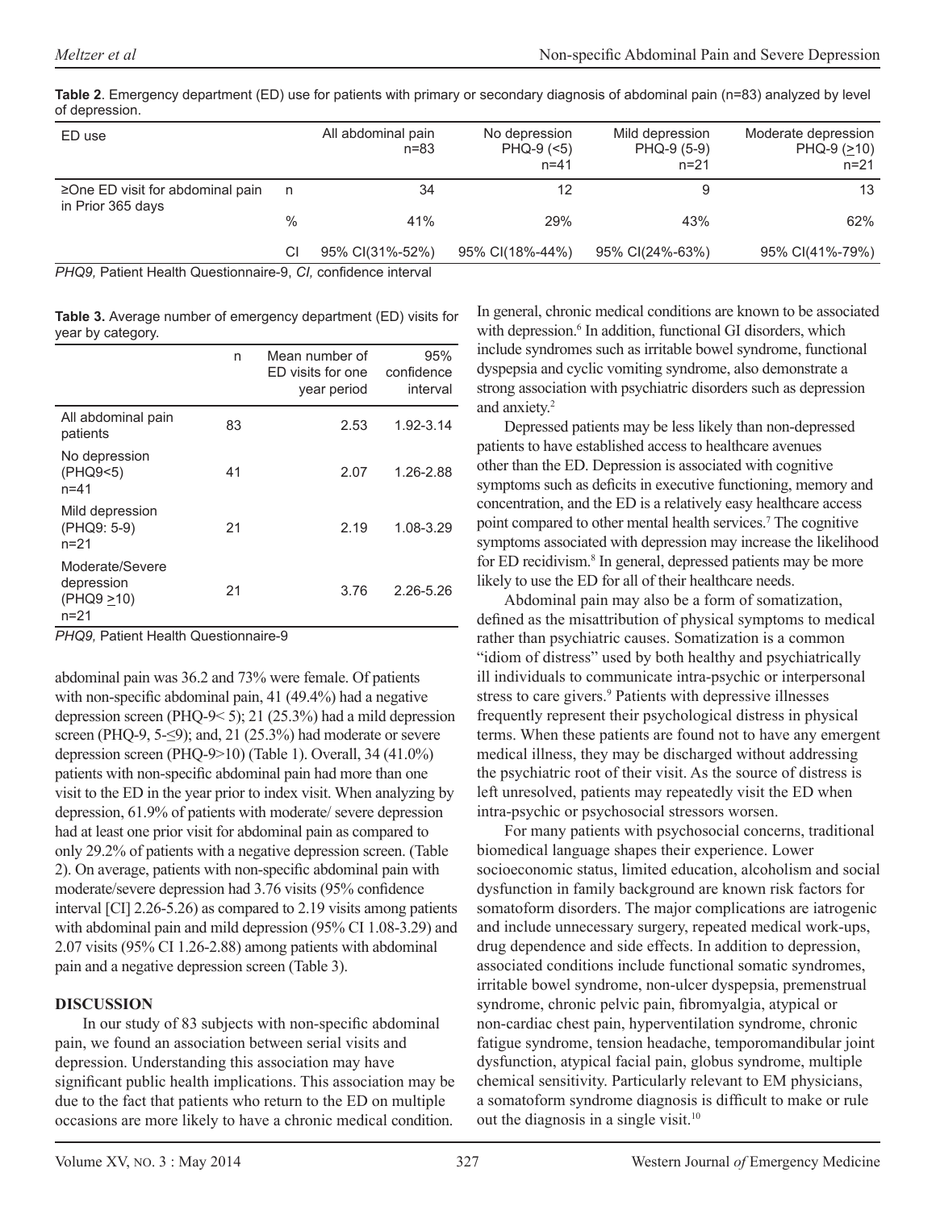**Table 2**. Emergency department (ED) use for patients with primary or secondary diagnosis of abdominal pain (n=83) analyzed by level of depression.

| ED use | | All abdominal pain n=83 | No depression PHQ-9 (<5) n=41 | Mild depression PHQ-9 (5-9) n=21 | Moderate depression PHQ-9 (≥10) n=21 |
|---|---|---|---|---|---|
| ≥One ED visit for abdominal pain in Prior 365 days | n | 34 | 12 | 9 | 13 |
| | % | 41% | 29% | 43% | 62% |
| | CI | 95% CI(31%-52%) | 95% CI(18%-44%) | 95% CI(24%-63%) | 95% CI(41%-79%) |

*PHQ9,* Patient Health Questionnaire-9, *CI,* confidence interval

**Table 3.** Average number of emergency department (ED) visits for year by category.

| | n | Mean number of ED visits for one year period | 95% confidence interval |
|---|---|---|---|
| All abdominal pain patients | 83 | 2.53 | 1.92-3.14 |
| No depression (PHQ9<5) n=41 | 41 | 2.07 | 1.26-2.88 |
| Mild depression (PHQ9: 5-9) n=21 | 21 | 2.19 | 1.08-3.29 |
| Moderate/Severe depression (PHQ9 ≥10) n=21 | 21 | 3.76 | 2.26-5.26 |

*PHQ9,* Patient Health Questionnaire-9

abdominal pain was 36.2 and 73% were female. Of patients with non-specific abdominal pain, 41 (49.4%) had a negative depression screen (PHQ-9< 5); 21 (25.3%) had a mild depression screen (PHQ-9, 5-≤9); and, 21 (25.3%) had moderate or severe depression screen (PHQ-9>10) (Table 1). Overall, 34 (41.0%) patients with non-specific abdominal pain had more than one visit to the ED in the year prior to index visit. When analyzing by depression, 61.9% of patients with moderate/ severe depression had at least one prior visit for abdominal pain as compared to only 29.2% of patients with a negative depression screen. (Table 2). On average, patients with non-specific abdominal pain with moderate/severe depression had 3.76 visits (95% confidence interval [CI] 2.26-5.26) as compared to 2.19 visits among patients with abdominal pain and mild depression (95% CI 1.08-3.29) and 2.07 visits (95% CI 1.26-2.88) among patients with abdominal pain and a negative depression screen (Table 3).

## DISCUSSION

In our study of 83 subjects with non-specific abdominal pain, we found an association between serial visits and depression. Understanding this association may have significant public health implications. This association may be due to the fact that patients who return to the ED on multiple occasions are more likely to have a chronic medical condition. In general, chronic medical conditions are known to be associated with depression.[6] In addition, functional GI disorders, which include syndromes such as irritable bowel syndrome, functional dyspepsia and cyclic vomiting syndrome, also demonstrate a strong association with psychiatric disorders such as depression and anxiety.[2]

Depressed patients may be less likely than non-depressed patients to have established access to healthcare avenues other than the ED. Depression is associated with cognitive symptoms such as deficits in executive functioning, memory and concentration, and the ED is a relatively easy healthcare access point compared to other mental health services.[7] The cognitive symptoms associated with depression may increase the likelihood for ED recidivism.[8] In general, depressed patients may be more likely to use the ED for all of their healthcare needs.

Abdominal pain may also be a form of somatization, defined as the misattribution of physical symptoms to medical rather than psychiatric causes. Somatization is a common "idiom of distress" used by both healthy and psychiatrically ill individuals to communicate intra-psychic or interpersonal stress to care givers.[9] Patients with depressive illnesses frequently represent their psychological distress in physical terms. When these patients are found not to have any emergent medical illness, they may be discharged without addressing the psychiatric root of their visit. As the source of distress is left unresolved, patients may repeatedly visit the ED when intra-psychic or psychosocial stressors worsen.

For many patients with psychosocial concerns, traditional biomedical language shapes their experience. Lower socioeconomic status, limited education, alcoholism and social dysfunction in family background are known risk factors for somatoform disorders. The major complications are iatrogenic and include unnecessary surgery, repeated medical work-ups, drug dependence and side effects. In addition to depression, associated conditions include functional somatic syndromes, irritable bowel syndrome, non-ulcer dyspepsia, premenstrual syndrome, chronic pelvic pain, fibromyalgia, atypical or non-cardiac chest pain, hyperventilation syndrome, chronic fatigue syndrome, tension headache, temporomandibular joint dysfunction, atypical facial pain, globus syndrome, multiple chemical sensitivity. Particularly relevant to EM physicians, a somatoform syndrome diagnosis is difficult to make or rule out the diagnosis in a single visit.[10]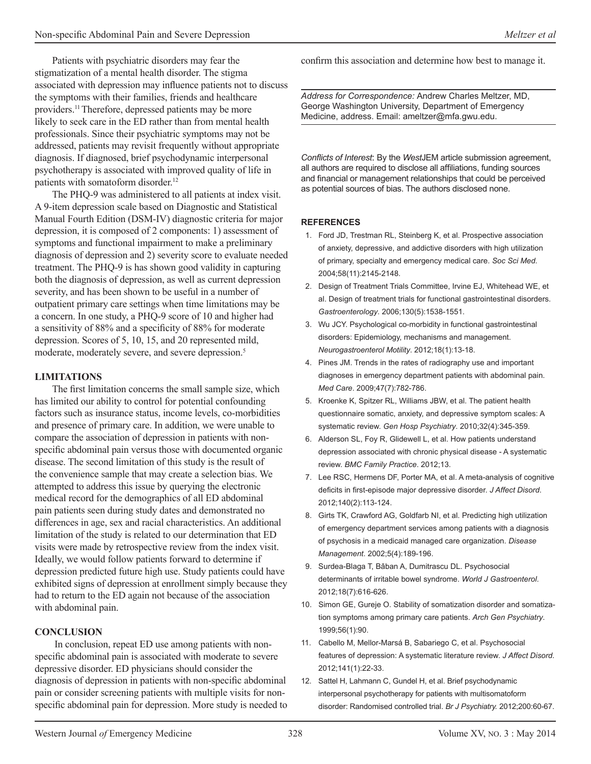Patients with psychiatric disorders may fear the stigmatization of a mental health disorder. The stigma associated with depression may influence patients not to discuss the symptoms with their families, friends and healthcare providers.[11] Therefore, depressed patients may be more likely to seek care in the ED rather than from mental health professionals. Since their psychiatric symptoms may not be addressed, patients may revisit frequently without appropriate diagnosis. If diagnosed, brief psychodynamic interpersonal psychotherapy is associated with improved quality of life in patients with somatoform disorder.[12]

The PHQ-9 was administered to all patients at index visit. A 9-item depression scale based on Diagnostic and Statistical Manual Fourth Edition (DSM-IV) diagnostic criteria for major depression, it is composed of 2 components: 1) assessment of symptoms and functional impairment to make a preliminary diagnosis of depression and 2) severity score to evaluate needed treatment. The PHQ-9 is has shown good validity in capturing both the diagnosis of depression, as well as current depression severity, and has been shown to be useful in a number of outpatient primary care settings when time limitations may be a concern. In one study, a PHQ-9 score of 10 and higher had a sensitivity of 88% and a specificity of 88% for moderate depression. Scores of 5, 10, 15, and 20 represented mild, moderate, moderately severe, and severe depression.[5]

## LIMITATIONS

The first limitation concerns the small sample size, which has limited our ability to control for potential confounding factors such as insurance status, income levels, co-morbidities and presence of primary care. In addition, we were unable to compare the association of depression in patients with non-specific abdominal pain versus those with documented organic disease. The second limitation of this study is the result of the convenience sample that may create a selection bias. We attempted to address this issue by querying the electronic medical record for the demographics of all ED abdominal pain patients seen during study dates and demonstrated no differences in age, sex and racial characteristics. An additional limitation of the study is related to our determination that ED visits were made by retrospective review from the index visit. Ideally, we would follow patients forward to determine if depression predicted future high use. Study patients could have exhibited signs of depression at enrollment simply because they had to return to the ED again not because of the association with abdominal pain.

## CONCLUSION

In conclusion, repeat ED use among patients with non-specific abdominal pain is associated with moderate to severe depressive disorder. ED physicians should consider the diagnosis of depression in patients with non-specific abdominal pain or consider screening patients with multiple visits for non-specific abdominal pain for depression. More study is needed to confirm this association and determine how best to manage it.

*Address for Correspondence:* Andrew Charles Meltzer, MD, George Washington University, Department of Emergency Medicine, address. Email: ameltzer@mfa.gwu.edu.

*Conflicts of Interest*: By the *West*JEM article submission agreement, all authors are required to disclose all affiliations, funding sources and financial or management relationships that could be perceived as potential sources of bias. The authors disclosed none.

## REFERENCES

1. Ford JD, Trestman RL, Steinberg K, et al. Prospective association of anxiety, depressive, and addictive disorders with high utilization of primary, specialty and emergency medical care. *Soc Sci Med*. 2004;58(11):2145-2148.
2. Design of Treatment Trials Committee, Irvine EJ, Whitehead WE, et al. Design of treatment trials for functional gastrointestinal disorders. *Gastroenterology*. 2006;130(5):1538-1551.
3. Wu JCY. Psychological co-morbidity in functional gastrointestinal disorders: Epidemiology, mechanisms and management. *Neurogastroenterol Motility*. 2012;18(1):13-18.
4. Pines JM. Trends in the rates of radiography use and important diagnoses in emergency department patients with abdominal pain. *Med Care*. 2009;47(7):782-786.
5. Kroenke K, Spitzer RL, Williams JBW, et al. The patient health questionnaire somatic, anxiety, and depressive symptom scales: A systematic review. *Gen Hosp Psychiatry*. 2010;32(4):345-359.
6. Alderson SL, Foy R, Glidewell L, et al. How patients understand depression associated with chronic physical disease - A systematic review. *BMC Family Practice*. 2012;13.
7. Lee RSC, Hermens DF, Porter MA, et al. A meta-analysis of cognitive deficits in first-episode major depressive disorder. *J Affect Disord*. 2012;140(2):113-124.
8. Girts TK, Crawford AG, Goldfarb NI, et al. Predicting high utilization of emergency department services among patients with a diagnosis of psychosis in a medicaid managed care organization. *Disease Management*. 2002;5(4):189-196.
9. Surdea-Blaga T, Băban A, Dumitrascu DL. Psychosocial determinants of irritable bowel syndrome. *World J Gastroenterol*. 2012;18(7):616-626.
10. Simon GE, Gureje O. Stability of somatization disorder and somatization symptoms among primary care patients. *Arch Gen Psychiatry*. 1999;56(1):90.
11. Cabello M, Mellor-Marsá B, Sabariego C, et al. Psychosocial features of depression: A systematic literature review. *J Affect Disord*. 2012;141(1):22-33.
12. Sattel H, Lahmann C, Gundel H, et al. Brief psychodynamic interpersonal psychotherapy for patients with multisomatoform disorder: Randomised controlled trial. *Br J Psychiatry*. 2012;200:60-67.